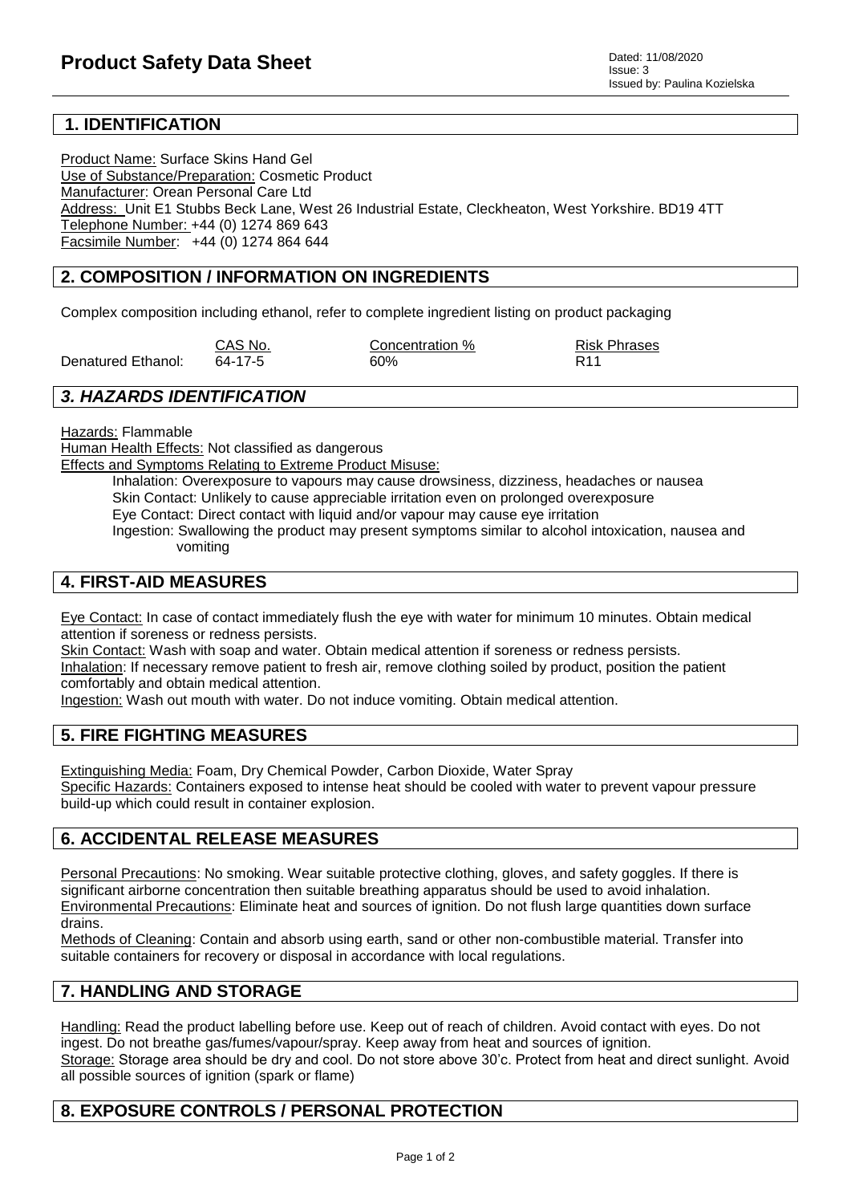# Product Safety Data Sheet

Dated: 11/08/2020
Issue: 3
Issued by: Paulina Kozielska

## 1. IDENTIFICATION

Product Name: Surface Skins Hand Gel
Use of Substance/Preparation: Cosmetic Product
Manufacturer: Orean Personal Care Ltd
Address: Unit E1 Stubbs Beck Lane, West 26 Industrial Estate, Cleckheaton, West Yorkshire. BD19 4TT
Telephone Number: +44 (0) 1274 869 643
Facsimile Number: +44 (0) 1274 864 644

## 2. COMPOSITION / INFORMATION ON INGREDIENTS

Complex composition including ethanol, refer to complete ingredient listing on product packaging

| | CAS No. | Concentration % | Risk Phrases |
|---|---|---|---|
| Denatured Ethanol: | 64-17-5 | 60% | R11 |

## *3. HAZARDS IDENTIFICATION*

Hazards: Flammable
Human Health Effects: Not classified as dangerous
Effects and Symptoms Relating to Extreme Product Misuse:

Inhalation: Overexposure to vapours may cause drowsiness, dizziness, headaches or nausea
Skin Contact: Unlikely to cause appreciable irritation even on prolonged overexposure
Eye Contact: Direct contact with liquid and/or vapour may cause eye irritation
Ingestion: Swallowing the product may present symptoms similar to alcohol intoxication, nausea and vomiting

## 4. FIRST-AID MEASURES

Eye Contact: In case of contact immediately flush the eye with water for minimum 10 minutes. Obtain medical attention if soreness or redness persists.
Skin Contact: Wash with soap and water. Obtain medical attention if soreness or redness persists.
Inhalation: If necessary remove patient to fresh air, remove clothing soiled by product, position the patient comfortably and obtain medical attention.
Ingestion: Wash out mouth with water. Do not induce vomiting. Obtain medical attention.

## 5. FIRE FIGHTING MEASURES

Extinguishing Media: Foam, Dry Chemical Powder, Carbon Dioxide, Water Spray
Specific Hazards: Containers exposed to intense heat should be cooled with water to prevent vapour pressure build-up which could result in container explosion.

## 6. ACCIDENTAL RELEASE MEASURES

Personal Precautions: No smoking. Wear suitable protective clothing, gloves, and safety goggles. If there is significant airborne concentration then suitable breathing apparatus should be used to avoid inhalation.
Environmental Precautions: Eliminate heat and sources of ignition. Do not flush large quantities down surface drains.
Methods of Cleaning: Contain and absorb using earth, sand or other non-combustible material. Transfer into suitable containers for recovery or disposal in accordance with local regulations.

## 7. HANDLING AND STORAGE

Handling: Read the product labelling before use. Keep out of reach of children. Avoid contact with eyes. Do not ingest. Do not breathe gas/fumes/vapour/spray. Keep away from heat and sources of ignition.
Storage: Storage area should be dry and cool. Do not store above 30'c. Protect from heat and direct sunlight. Avoid all possible sources of ignition (spark or flame)

## 8. EXPOSURE CONTROLS / PERSONAL PROTECTION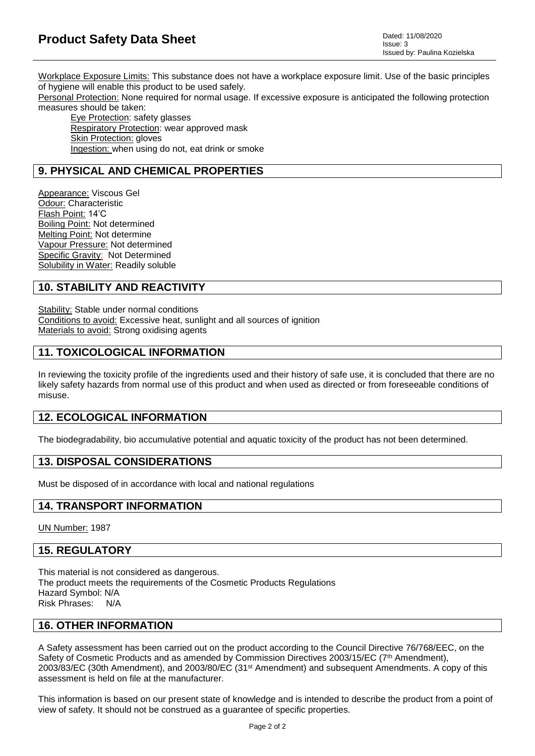Workplace Exposure Limits: This substance does not have a workplace exposure limit. Use of the basic principles of hygiene will enable this product to be used safely.

Personal Protection: None required for normal usage. If excessive exposure is anticipated the following protection measures should be taken:

- Eye Protection: safety glasses
- Respiratory Protection: wear approved mask
- Skin Protection: gloves
- Ingestion: when using do not, eat drink or smoke

## 9. PHYSICAL AND CHEMICAL PROPERTIES

Appearance: Viscous Gel
Odour: Characteristic
Flash Point: 14'C
Boiling Point: Not determined
Melting Point: Not determine
Vapour Pressure: Not determined
Specific Gravity: Not Determined
Solubility in Water: Readily soluble

## 10. STABILITY AND REACTIVITY

Stability: Stable under normal conditions
Conditions to avoid: Excessive heat, sunlight and all sources of ignition
Materials to avoid: Strong oxidising agents

## 11. TOXICOLOGICAL INFORMATION

In reviewing the toxicity profile of the ingredients used and their history of safe use, it is concluded that there are no likely safety hazards from normal use of this product and when used as directed or from foreseeable conditions of misuse.

## 12. ECOLOGICAL INFORMATION

The biodegradability, bio accumulative potential and aquatic toxicity of the product has not been determined.

## 13. DISPOSAL CONSIDERATIONS

Must be disposed of in accordance with local and national regulations

## 14. TRANSPORT INFORMATION

UN Number: 1987

## 15. REGULATORY

This material is not considered as dangerous.
The product meets the requirements of the Cosmetic Products Regulations
Hazard Symbol: N/A
Risk Phrases: N/A

## 16. OTHER INFORMATION

A Safety assessment has been carried out on the product according to the Council Directive 76/768/EEC, on the Safety of Cosmetic Products and as amended by Commission Directives 2003/15/EC (7th Amendment), 2003/83/EC (30th Amendment), and 2003/80/EC (31st Amendment) and subsequent Amendments. A copy of this assessment is held on file at the manufacturer.

This information is based on our present state of knowledge and is intended to describe the product from a point of view of safety. It should not be construed as a guarantee of specific properties.